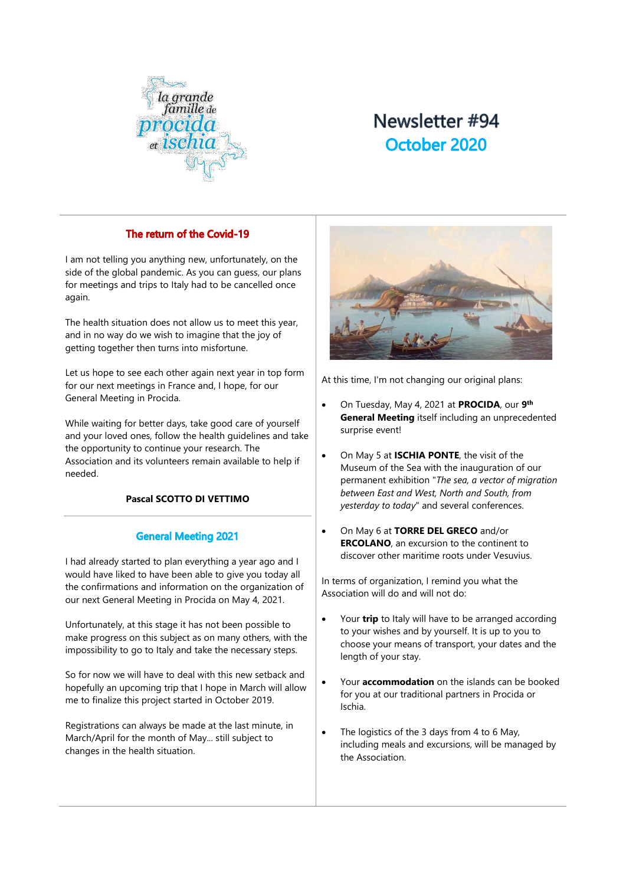la grande famille de procida et ischia

# Newsletter #94

## October 2020

## The return of the Covid-19

I am not telling you anything new, unfortunately, on the side of the global pandemic. As you can guess, our plans for meetings and trips to Italy had to be cancelled once again.

The health situation does not allow us to meet this year, and in no way do we wish to imagine that the joy of getting together then turns into misfortune.

Let us hope to see each other again next year in top form for our next meetings in France and, I hope, for our General Meeting in Procida.

While waiting for better days, take good care of yourself and your loved ones, follow the health guidelines and take the opportunity to continue your research. The Association and its volunteers remain available to help if needed.

**Pascal SCOTTO DI VETTIMO**

## General Meeting 2021

I had already started to plan everything a year ago and I would have liked to have been able to give you today all the confirmations and information on the organization of our next General Meeting in Procida on May 4, 2021.

Unfortunately, at this stage it has not been possible to make progress on this subject as on many others, with the impossibility to go to Italy and take the necessary steps.

So for now we will have to deal with this new setback and hopefully an upcoming trip that I hope in March will allow me to finalize this project started in October 2019.

Registrations can always be made at the last minute, in March/April for the month of May... still subject to changes in the health situation.

At this time, I'm not changing our original plans:

- On Tuesday, May 4, 2021 at **PROCIDA**, our **9th General Meeting** itself including an unprecedented surprise event!
- On May 5 at **ISCHIA PONTE**, the visit of the Museum of the Sea with the inauguration of our permanent exhibition "*The sea, a vector of migration between East and West, North and South, from yesterday to today*" and several conferences.
- On May 6 at **TORRE DEL GRECO** and/or **ERCOLANO**, an excursion to the continent to discover other maritime roots under Vesuvius.

In terms of organization, I remind you what the Association will do and will not do:

- Your **trip** to Italy will have to be arranged according to your wishes and by yourself. It is up to you to choose your means of transport, your dates and the length of your stay.
- Your **accommodation** on the islands can be booked for you at our traditional partners in Procida or Ischia.
- The logistics of the 3 days from 4 to 6 May, including meals and excursions, will be managed by the Association.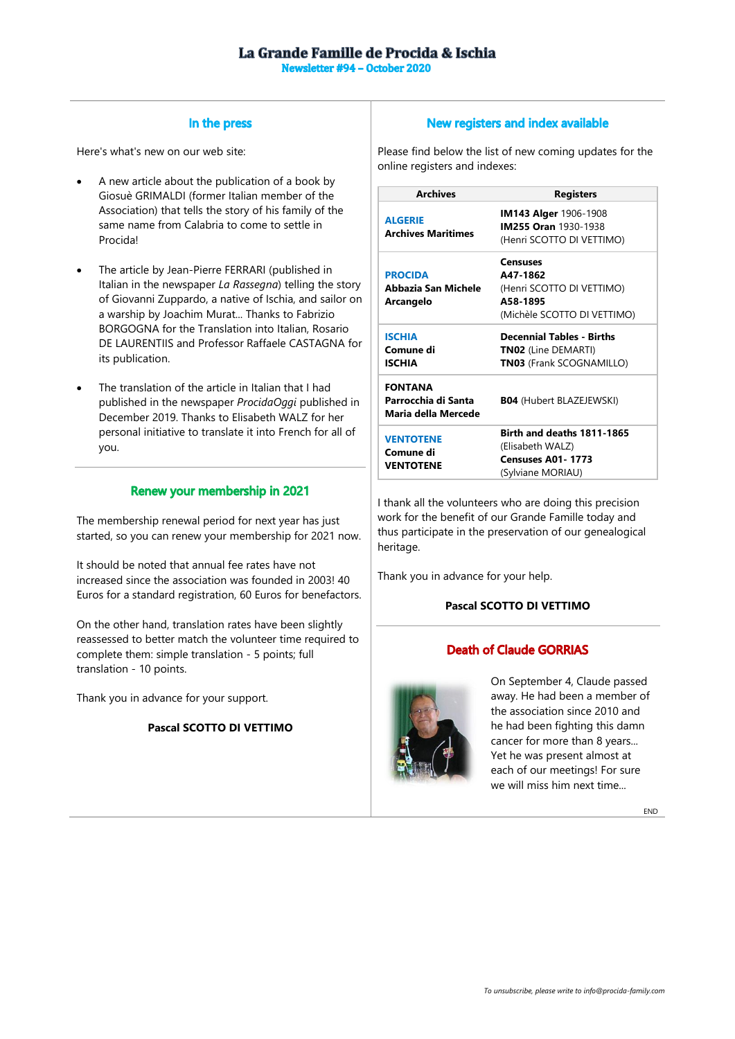# La Grande Famille de Procida & Ischia

Newsletter #94 – October 2020

## In the press

Here's what's new on our web site:

- A new article about the publication of a book by Giosuè GRIMALDI (former Italian member of the Association) that tells the story of his family of the same name from Calabria to come to settle in Procida!
- The article by Jean-Pierre FERRARI (published in Italian in the newspaper *La Rassegna*) telling the story of Giovanni Zuppardo, a native of Ischia, and sailor on a warship by Joachim Murat... Thanks to Fabrizio BORGOGNA for the Translation into Italian, Rosario DE LAURENTIIS and Professor Raffaele CASTAGNA for its publication.
- The translation of the article in Italian that I had published in the newspaper *ProcidaOggi* published in December 2019. Thanks to Elisabeth WALZ for her personal initiative to translate it into French for all of you.

## Renew your membership in 2021

The membership renewal period for next year has just started, so you can renew your membership for 2021 now.

It should be noted that annual fee rates have not increased since the association was founded in 2003! 40 Euros for a standard registration, 60 Euros for benefactors.

On the other hand, translation rates have been slightly reassessed to better match the volunteer time required to complete them: simple translation - 5 points; full translation - 10 points.

Thank you in advance for your support.

**Pascal SCOTTO DI VETTIMO**

## New registers and index available

Please find below the list of new coming updates for the online registers and indexes:

| Archives | Registers |
|---|---|
| **ALGERIE** **Archives Maritimes** | **IM143 Alger** 1906-1908 **IM255 Oran** 1930-1938 (Henri SCOTTO DI VETTIMO) |
| **PROCIDA** **Abbazia San Michele Arcangelo** | **Censuses** **A47-1862** (Henri SCOTTO DI VETTIMO) **A58-1895** (Michèle SCOTTO DI VETTIMO) |
| **ISCHIA** **Comune di ISCHIA** | **Decennial Tables - Births** **TN02** (Line DEMARTI) **TN03** (Frank SCOGNAMILLO) |
| **FONTANA** **Parrocchia di Santa Maria della Mercede** | **B04** (Hubert BLAZEJEWSKI) |
| **VENTOTENE** **Comune di VENTOTENE** | **Birth and deaths 1811-1865** (Elisabeth WALZ) **Censuses A01- 1773** (Sylviane MORIAU) |

I thank all the volunteers who are doing this precision work for the benefit of our Grande Famille today and thus participate in the preservation of our genealogical heritage.

Thank you in advance for your help.

**Pascal SCOTTO DI VETTIMO**

## Death of Claude GORRIAS

On September 4, Claude passed away. He had been a member of the association since 2010 and he had been fighting this damn cancer for more than 8 years... Yet he was present almost at each of our meetings! For sure we will miss him next time...

END

*To unsubscribe, please write to info@procida-family.com*